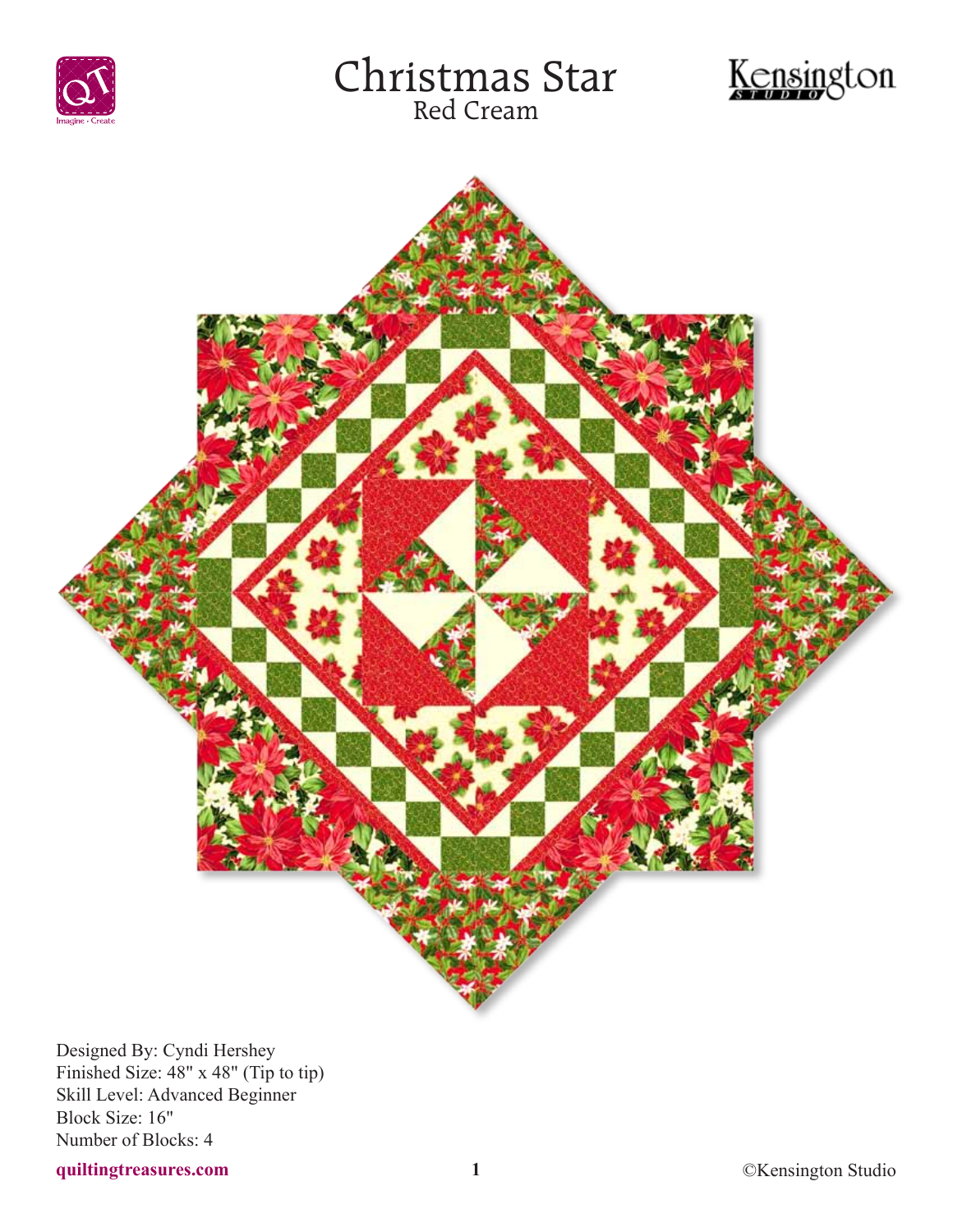# Christmas Star

## Red Cream

Designed By: Cyndi Hershey
Finished Size: 48" x 48" (Tip to tip)
Skill Level: Advanced Beginner
Block Size: 16"
Number of Blocks: 4

**quiltingtreasures.com**

©Kensington Studio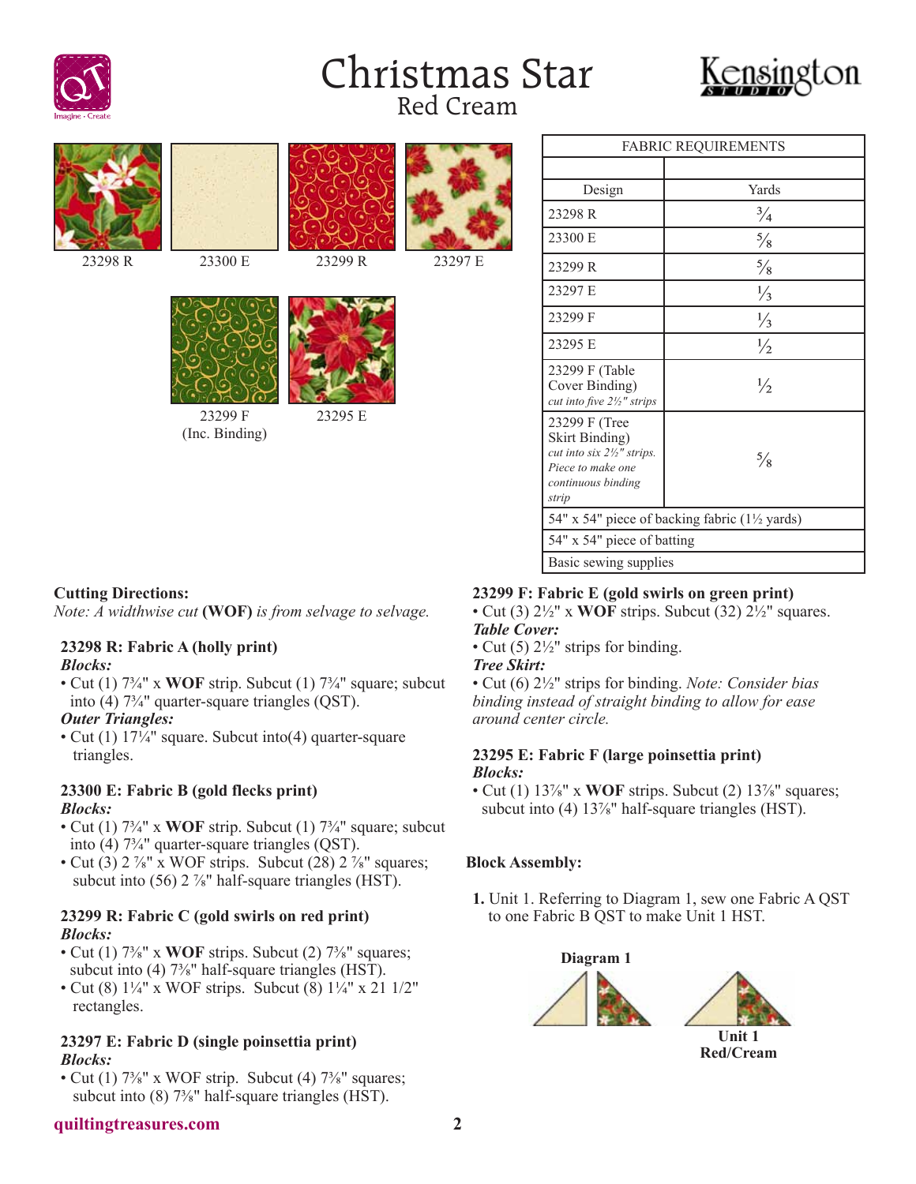# Christmas Star

## Red Cream

23298 R

23300 E

23299 R

23297 E

23299 F
(Inc. Binding)

23295 E

| FABRIC REQUIREMENTS | |
|---|---|
| | |
| Design | Yards |
| 23298 R | ¾ |
| 23300 E | ⅝ |
| 23299 R | ⅝ |
| 23297 E | ⅓ |
| 23299 F | ⅓ |
| 23295 E | ½ |
| 23299 F (Table Cover Binding) *cut into five 2½" strips* | ½ |
| 23299 F (Tree Skirt Binding) *cut into six 2½" strips. Piece to make one continuous binding strip* | ⅝ |
| 54" x 54" piece of backing fabric (1½ yards) | |
| 54" x 54" piece of batting | |
| Basic sewing supplies | |

**Cutting Directions:**

*Note: A widthwise cut* **(WOF)** *is from selvage to selvage.*

**23298 R: Fabric A (holly print)**

***Blocks:***

- Cut (1) 7¾" x **WOF** strip. Subcut (1) 7¾" square; subcut into (4) 7¾" quarter-square triangles (QST).

***Outer Triangles:***

- Cut (1) 17¼" square. Subcut into(4) quarter-square triangles.

**23300 E: Fabric B (gold flecks print)**

***Blocks:***

- Cut (1) 7¾" x **WOF** strip. Subcut (1) 7¾" square; subcut into (4) 7¾" quarter-square triangles (QST).
- Cut (3) 2 ⅞" x WOF strips. Subcut (28) 2 ⅞" squares; subcut into (56) 2 ⅞" half-square triangles (HST).

**23299 R: Fabric C (gold swirls on red print)**

***Blocks:***

- Cut (1) 7⅜" x **WOF** strips. Subcut (2) 7⅜" squares; subcut into (4) 7⅜" half-square triangles (HST).
- Cut (8) 1¼" x WOF strips. Subcut (8) 1¼" x 21 1/2" rectangles.

**23297 E: Fabric D (single poinsettia print)**

***Blocks:***

- Cut (1) 7⅜" x WOF strip. Subcut (4) 7⅜" squares; subcut into (8) 7⅜" half-square triangles (HST).

**23299 F: Fabric E (gold swirls on green print)**

- Cut (3) 2½" x **WOF** strips. Subcut (32) 2½" squares.

***Table Cover:***

- Cut (5) 2½" strips for binding.

***Tree Skirt:***

- Cut (6) 2½" strips for binding. *Note: Consider bias binding instead of straight binding to allow for ease around center circle.*

**23295 E: Fabric F (large poinsettia print)**

***Blocks:***

- Cut (1) 13⅞" x **WOF** strips. Subcut (2) 13⅞" squares; subcut into (4) 13⅞" half-square triangles (HST).

**Block Assembly:**

**1.** Unit 1. Referring to Diagram 1, sew one Fabric A QST to one Fabric B QST to make Unit 1 HST.

**Diagram 1**

**Unit 1**
**Red/Cream**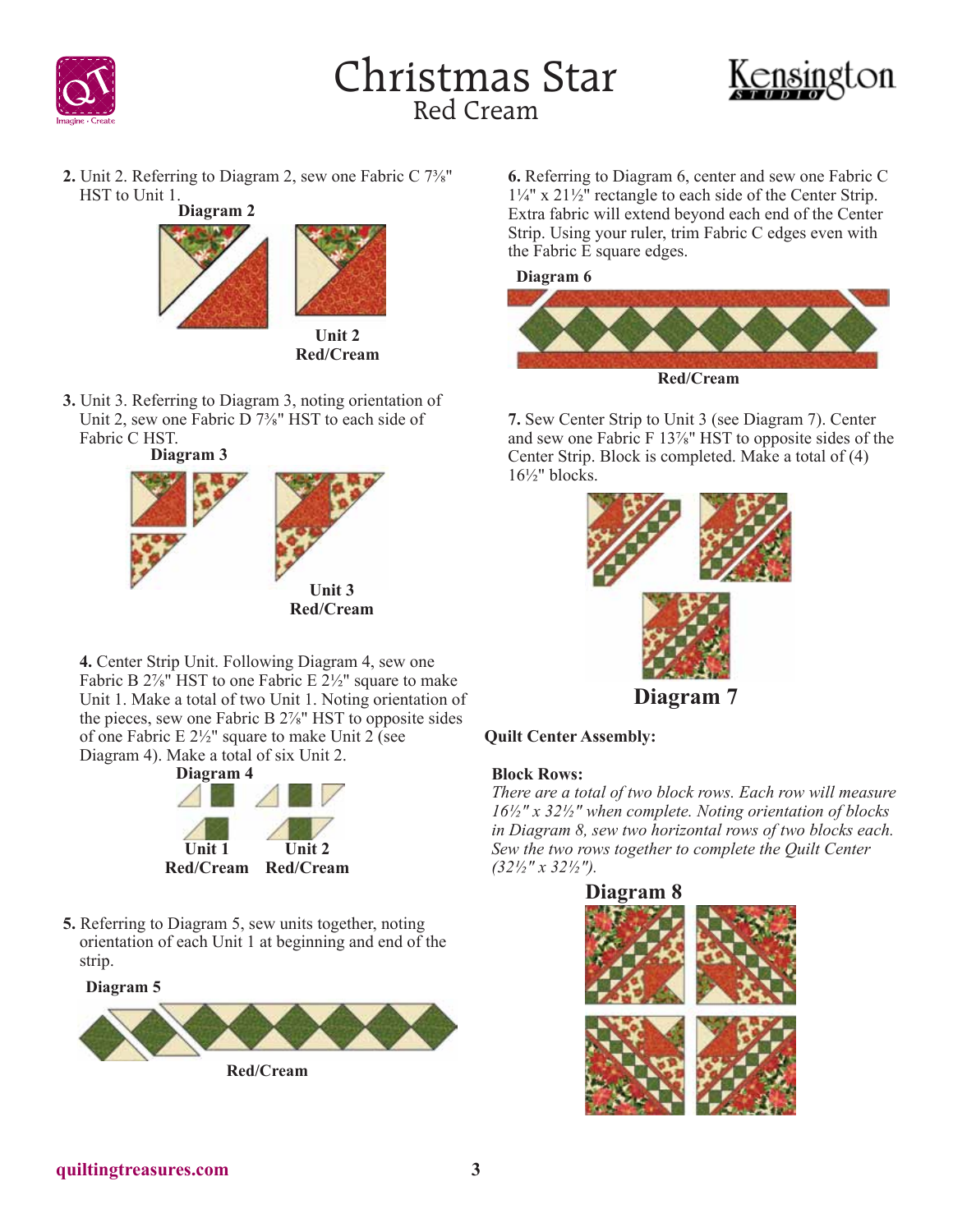2. Unit 2. Referring to Diagram 2, sew one Fabric C 7⅜" HST to Unit 1.

**Diagram 2**

**Unit 2**
**Red/Cream**

3. Unit 3. Referring to Diagram 3, noting orientation of Unit 2, sew one Fabric D 7⅜" HST to each side of Fabric C HST.

**Diagram 3**

**Unit 3**
**Red/Cream**

4. Center Strip Unit. Following Diagram 4, sew one Fabric B 2⅞" HST to one Fabric E 2½" square to make Unit 1. Make a total of two Unit 1. Noting orientation of the pieces, sew one Fabric B 2⅞" HST to opposite sides of one Fabric E 2½" square to make Unit 2 (see Diagram 4). Make a total of six Unit 2.

**Diagram 4**

**Unit 1**
**Red/Cream**

**Unit 2**
**Red/Cream**

5. Referring to Diagram 5, sew units together, noting orientation of each Unit 1 at beginning and end of the strip.

**Diagram 5**

**Red/Cream**

6. Referring to Diagram 6, center and sew one Fabric C 1¼" x 21½" rectangle to each side of the Center Strip. Extra fabric will extend beyond each end of the Center Strip. Using your ruler, trim Fabric C edges even with the Fabric E square edges.

**Diagram 6**

**Red/Cream**

7. Sew Center Strip to Unit 3 (see Diagram 7). Center and sew one Fabric F 13⅞" HST to opposite sides of the Center Strip. Block is completed. Make a total of (4) 16½" blocks.

**Diagram 7**

**Quilt Center Assembly:**

**Block Rows:**

*There are a total of two block rows. Each row will measure 16½" x 32½" when complete. Noting orientation of blocks in Diagram 8, sew two horizontal rows of two blocks each. Sew the two rows together to complete the Quilt Center (32½" x 32½").*

**Diagram 8**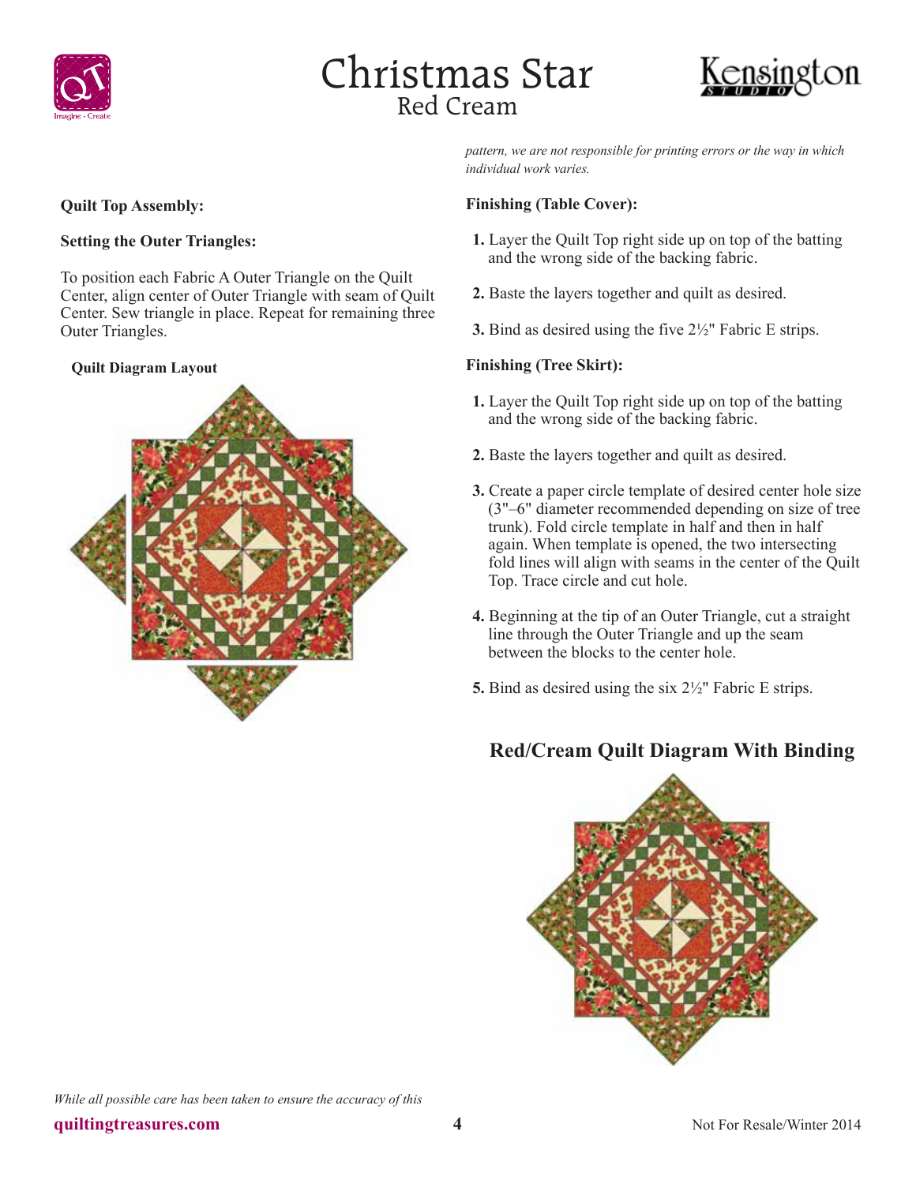# Christmas Star

Red Cream

**Quilt Top Assembly:**

**Setting the Outer Triangles:**

To position each Fabric A Outer Triangle on the Quilt Center, align center of Outer Triangle with seam of Quilt Center. Sew triangle in place. Repeat for remaining three Outer Triangles.

**Quilt Diagram Layout**

*While all possible care has been taken to ensure the accuracy of this pattern, we are not responsible for printing errors or the way in which individual work varies.*

**Finishing (Table Cover):**

1. Layer the Quilt Top right side up on top of the batting and the wrong side of the backing fabric.
2. Baste the layers together and quilt as desired.
3. Bind as desired using the five 2½" Fabric E strips.

**Finishing (Tree Skirt):**

1. Layer the Quilt Top right side up on top of the batting and the wrong side of the backing fabric.
2. Baste the layers together and quilt as desired.
3. Create a paper circle template of desired center hole size (3"–6" diameter recommended depending on size of tree trunk). Fold circle template in half and then in half again. When template is opened, the two intersecting fold lines will align with seams in the center of the Quilt Top. Trace circle and cut hole.
4. Beginning at the tip of an Outer Triangle, cut a straight line through the Outer Triangle and up the seam between the blocks to the center hole.
5. Bind as desired using the six 2½" Fabric E strips.

**Red/Cream Quilt Diagram With Binding**

quiltingtreasures.com

Not For Resale/Winter 2014